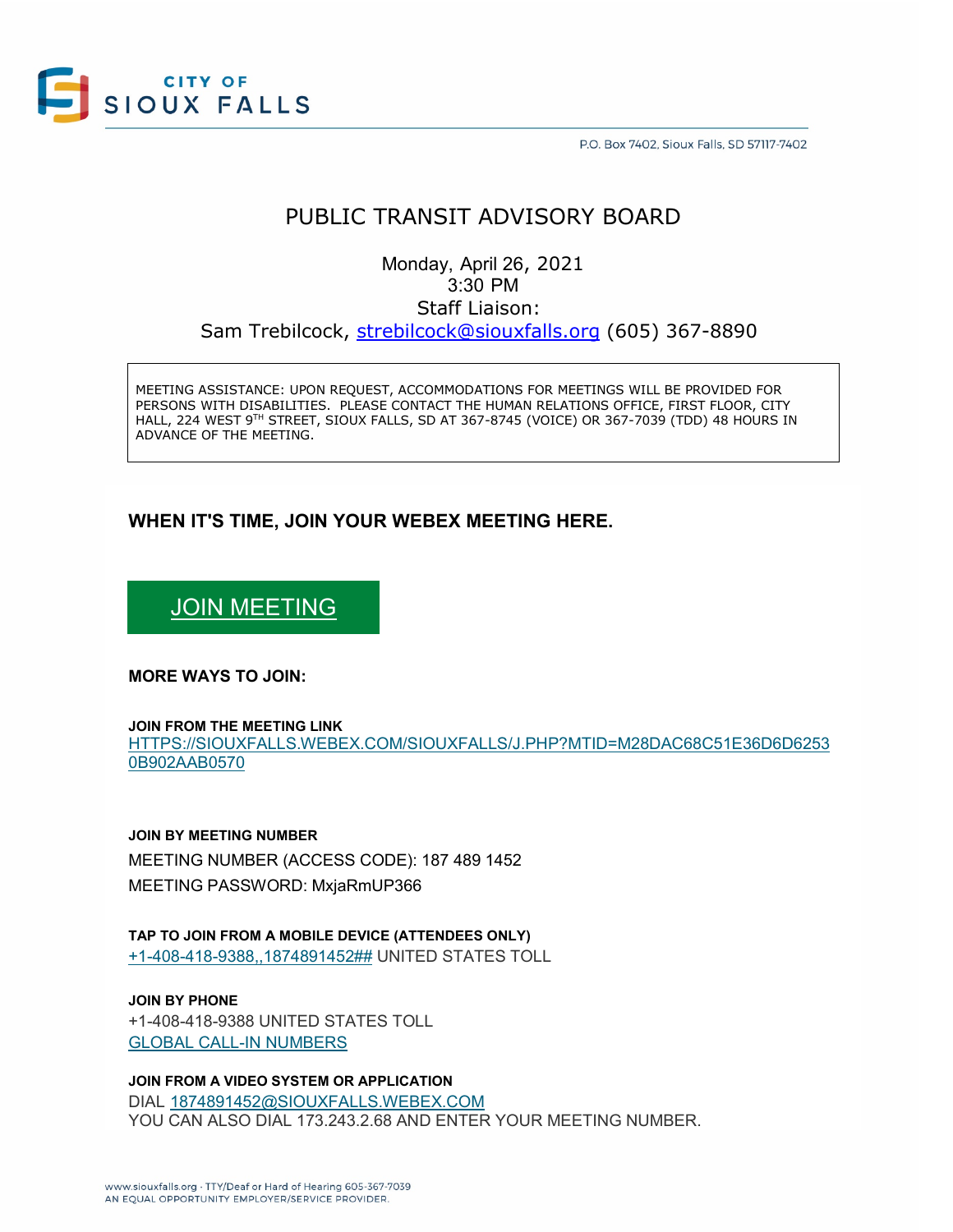CITY OF SIOUX FALLS

P.O. Box 7402, Sioux Falls, SD 57117-7402

# PUBLIC TRANSIT ADVISORY BOARD

Monday, April 26, 2021
3:30 PM
Staff Liaison:
Sam Trebilcock, strebilcock@siouxfalls.org (605) 367-8890

MEETING ASSISTANCE: UPON REQUEST, ACCOMMODATIONS FOR MEETINGS WILL BE PROVIDED FOR PERSONS WITH DISABILITIES. PLEASE CONTACT THE HUMAN RELATIONS OFFICE, FIRST FLOOR, CITY HALL, 224 WEST 9TH STREET, SIOUX FALLS, SD AT 367-8745 (VOICE) OR 367-7039 (TDD) 48 HOURS IN ADVANCE OF THE MEETING.

## WHEN IT'S TIME, JOIN YOUR WEBEX MEETING HERE.

JOIN MEETING

**MORE WAYS TO JOIN:**

**JOIN FROM THE MEETING LINK**
HTTPS://SIOUXFALLS.WEBEX.COM/SIOUXFALLS/J.PHP?MTID=M28DAC68C51E36D6D62530B902AAB0570

**JOIN BY MEETING NUMBER**
MEETING NUMBER (ACCESS CODE): 187 489 1452
MEETING PASSWORD: MxjaRmUP366

**TAP TO JOIN FROM A MOBILE DEVICE (ATTENDEES ONLY)**
+1-408-418-9388,,1874891452## UNITED STATES TOLL

**JOIN BY PHONE**
+1-408-418-9388 UNITED STATES TOLL
GLOBAL CALL-IN NUMBERS

**JOIN FROM A VIDEO SYSTEM OR APPLICATION**
DIAL 1874891452@SIOUXFALLS.WEBEX.COM
YOU CAN ALSO DIAL 173.243.2.68 AND ENTER YOUR MEETING NUMBER.

www.siouxfalls.org · TTY/Deaf or Hard of Hearing 605-367-7039
AN EQUAL OPPORTUNITY EMPLOYER/SERVICE PROVIDER.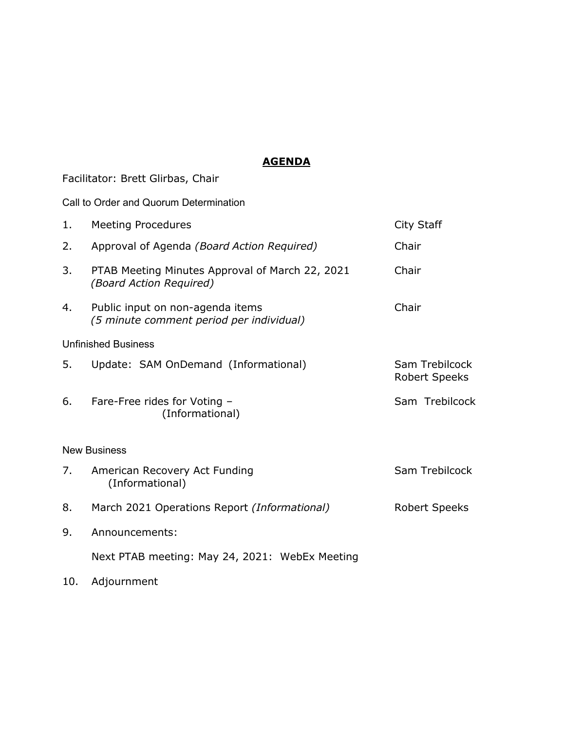# **AGENDA**

Facilitator: Brett Glirbas, Chair

Call to Order and Quorum Determination

| | | |
|---|---|---|
| 1. | Meeting Procedures | City Staff |
| 2. | Approval of Agenda *(Board Action Required)* | Chair |
| 3. | PTAB Meeting Minutes Approval of March 22, 2021 *(Board Action Required)* | Chair |
| 4. | Public input on non-agenda items *(5 minute comment period per individual)* | Chair |

Unfinished Business

| | | |
|---|---|---|
| 5. | Update: SAM OnDemand (Informational) | Sam Trebilcock Robert Speeks |
| 6. | Fare-Free rides for Voting – (Informational) | Sam Trebilcock |

New Business

| | | |
|---|---|---|
| 7. | American Recovery Act Funding (Informational) | Sam Trebilcock |
| 8. | March 2021 Operations Report *(Informational)* | Robert Speeks |
| 9. | Announcements: | |
| | Next PTAB meeting: May 24, 2021: WebEx Meeting | |
| 10. | Adjournment | |